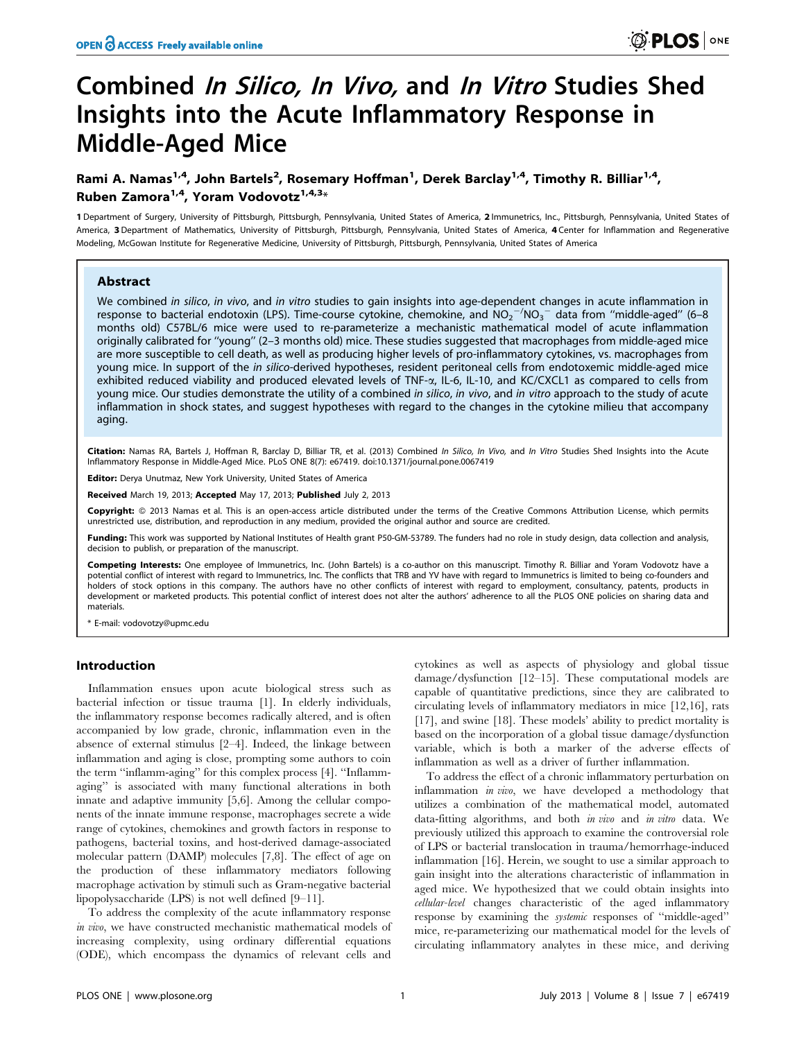# Combined *In Silico, In Vivo,* and *In Vitro* Studies Shed Insights into the Acute Inflammatory Response in Middle-Aged Mice

Rami A. Namas[1,4], John Bartels[2], Rosemary Hoffman[1], Derek Barclay[1,4], Timothy R. Billiar[1,4], Ruben Zamora[1,4], Yoram Vodovotz[1,4,3]*

1 Department of Surgery, University of Pittsburgh, Pittsburgh, Pennsylvania, United States of America, 2 Immunetrics, Inc., Pittsburgh, Pennsylvania, United States of America, 3 Department of Mathematics, University of Pittsburgh, Pittsburgh, Pennsylvania, United States of America, 4 Center for Inflammation and Regenerative Modeling, McGowan Institute for Regenerative Medicine, University of Pittsburgh, Pittsburgh, Pennsylvania, United States of America

## Abstract

We combined *in silico*, *in vivo*, and *in vitro* studies to gain insights into age-dependent changes in acute inflammation in response to bacterial endotoxin (LPS). Time-course cytokine, chemokine, and $NO_2^-/NO_3^-$ data from "middle-aged" (6–8 months old) C57BL/6 mice were used to re-parameterize a mechanistic mathematical model of acute inflammation originally calibrated for "young" (2–3 months old) mice. These studies suggested that macrophages from middle-aged mice are more susceptible to cell death, as well as producing higher levels of pro-inflammatory cytokines, vs. macrophages from young mice. In support of the *in silico*-derived hypotheses, resident peritoneal cells from endotoxemic middle-aged mice exhibited reduced viability and produced elevated levels of TNF-α, IL-6, IL-10, and KC/CXCL1 as compared to cells from young mice. Our studies demonstrate the utility of a combined *in silico*, *in vivo*, and *in vitro* approach to the study of acute inflammation in shock states, and suggest hypotheses with regard to the changes in the cytokine milieu that accompany aging.

**Citation:** Namas RA, Bartels J, Hoffman R, Barclay D, Billiar TR, et al. (2013) Combined *In Silico, In Vivo,* and *In Vitro* Studies Shed Insights into the Acute Inflammatory Response in Middle-Aged Mice. PLoS ONE 8(7): e67419. doi:10.1371/journal.pone.0067419

**Editor:** Derya Unutmaz, New York University, United States of America

**Received** March 19, 2013; **Accepted** May 17, 2013; **Published** July 2, 2013

**Copyright:** © 2013 Namas et al. This is an open-access article distributed under the terms of the Creative Commons Attribution License, which permits unrestricted use, distribution, and reproduction in any medium, provided the original author and source are credited.

**Funding:** This work was supported by National Institutes of Health grant P50-GM-53789. The funders had no role in study design, data collection and analysis, decision to publish, or preparation of the manuscript.

**Competing Interests:** One employee of Immunetrics, Inc. (John Bartels) is a co-author on this manuscript. Timothy R. Billiar and Yoram Vodovotz have a potential conflict of interest with regard to Immunetrics, Inc. The conflicts that TRB and YV have with regard to Immunetrics is limited to being co-founders and holders of stock options in this company. The authors have no other conflicts of interest with regard to employment, consultancy, patents, products in development or marketed products. This potential conflict of interest does not alter the authors' adherence to all the PLOS ONE policies on sharing data and materials.

\* E-mail: vodovotzy@upmc.edu

## Introduction

Inflammation ensues upon acute biological stress such as bacterial infection or tissue trauma [1]. In elderly individuals, the inflammatory response becomes radically altered, and is often accompanied by low grade, chronic, inflammation even in the absence of external stimulus [2–4]. Indeed, the linkage between inflammation and aging is close, prompting some authors to coin the term "inflamm-aging" for this complex process [4]. "Inflamm-aging" is associated with many functional alterations in both innate and adaptive immunity [5,6]. Among the cellular components of the innate immune response, macrophages secrete a wide range of cytokines, chemokines and growth factors in response to pathogens, bacterial toxins, and host-derived damage-associated molecular pattern (DAMP) molecules [7,8]. The effect of age on the production of these inflammatory mediators following macrophage activation by stimuli such as Gram-negative bacterial lipopolysaccharide (LPS) is not well defined [9–11].

To address the complexity of the acute inflammatory response *in vivo*, we have constructed mechanistic mathematical models of increasing complexity, using ordinary differential equations (ODE), which encompass the dynamics of relevant cells and cytokines as well as aspects of physiology and global tissue damage/dysfunction [12–15]. These computational models are capable of quantitative predictions, since they are calibrated to circulating levels of inflammatory mediators in mice [12,16], rats [17], and swine [18]. These models' ability to predict mortality is based on the incorporation of a global tissue damage/dysfunction variable, which is both a marker of the adverse effects of inflammation as well as a driver of further inflammation.

To address the effect of a chronic inflammatory perturbation on inflammation *in vivo*, we have developed a methodology that utilizes a combination of the mathematical model, automated data-fitting algorithms, and both *in vivo* and *in vitro* data. We previously utilized this approach to examine the controversial role of LPS or bacterial translocation in trauma/hemorrhage-induced inflammation [16]. Herein, we sought to use a similar approach to gain insight into the alterations characteristic of inflammation in aged mice. We hypothesized that we could obtain insights into *cellular-level* changes characteristic of the aged inflammatory response by examining the *systemic* responses of "middle-aged" mice, re-parameterizing our mathematical model for the levels of circulating inflammatory analytes in these mice, and deriving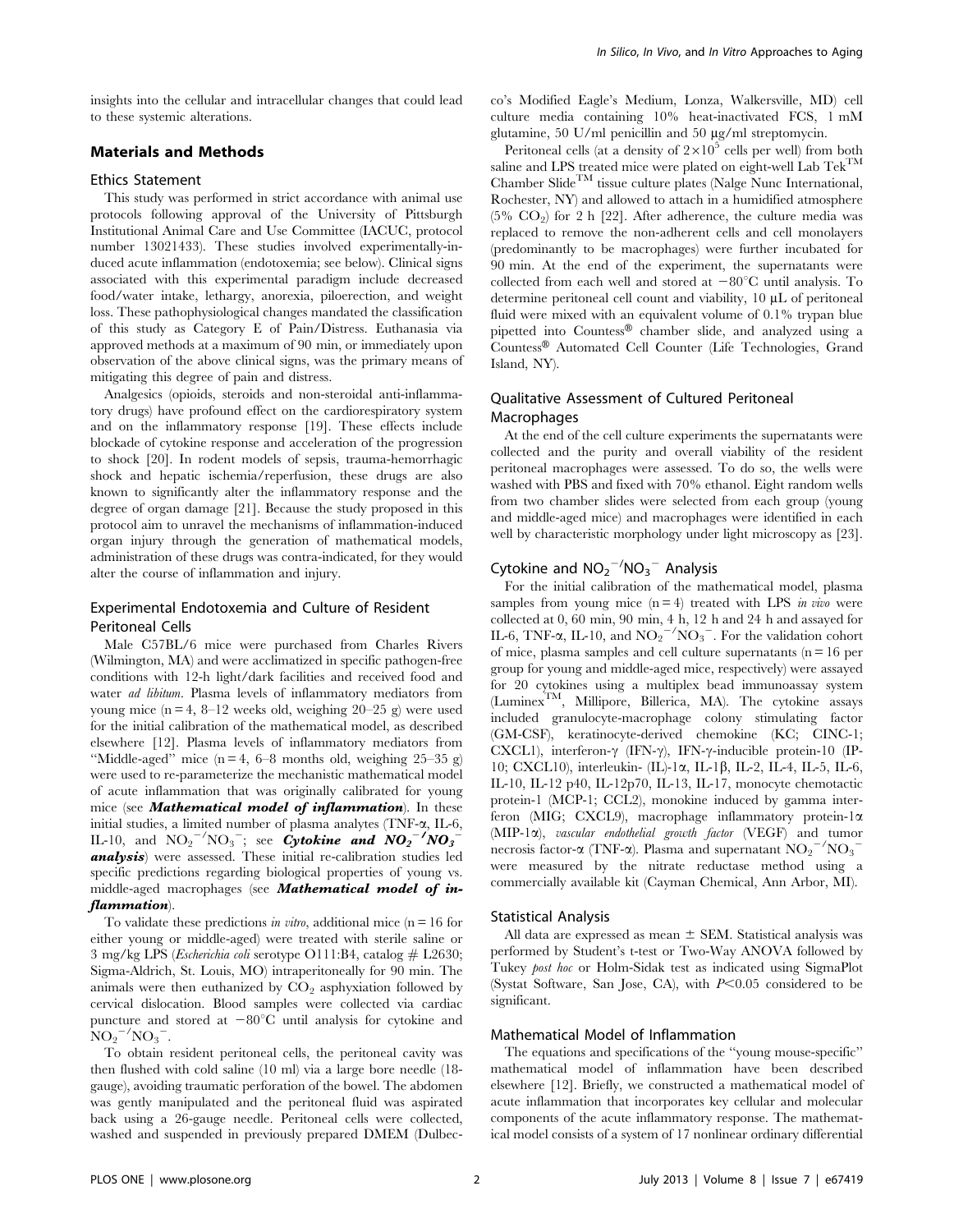insights into the cellular and intracellular changes that could lead to these systemic alterations.

## Materials and Methods

### Ethics Statement

This study was performed in strict accordance with animal use protocols following approval of the University of Pittsburgh Institutional Animal Care and Use Committee (IACUC, protocol number 13021433). These studies involved experimentally-induced acute inflammation (endotoxemia; see below). Clinical signs associated with this experimental paradigm include decreased food/water intake, lethargy, anorexia, piloerection, and weight loss. These pathophysiological changes mandated the classification of this study as Category E of Pain/Distress. Euthanasia via approved methods at a maximum of 90 min, or immediately upon observation of the above clinical signs, was the primary means of mitigating this degree of pain and distress.

Analgesics (opioids, steroids and non-steroidal anti-inflammatory drugs) have profound effect on the cardiorespiratory system and on the inflammatory response [19]. These effects include blockade of cytokine response and acceleration of the progression to shock [20]. In rodent models of sepsis, trauma-hemorrhagic shock and hepatic ischemia/reperfusion, these drugs are also known to significantly alter the inflammatory response and the degree of organ damage [21]. Because the study proposed in this protocol aim to unravel the mechanisms of inflammation-induced organ injury through the generation of mathematical models, administration of these drugs was contra-indicated, for they would alter the course of inflammation and injury.

### Experimental Endotoxemia and Culture of Resident Peritoneal Cells

Male C57BL/6 mice were purchased from Charles Rivers (Wilmington, MA) and were acclimatized in specific pathogen-free conditions with 12-h light/dark facilities and received food and water *ad libitum*. Plasma levels of inflammatory mediators from young mice (n = 4, 8–12 weeks old, weighing 20–25 g) were used for the initial calibration of the mathematical model, as described elsewhere [12]. Plasma levels of inflammatory mediators from "Middle-aged" mice (n = 4, 6–8 months old, weighing 25–35 g) were used to re-parameterize the mechanistic mathematical model of acute inflammation that was originally calibrated for young mice (see ***Mathematical model of inflammation***). In these initial studies, a limited number of plasma analytes (TNF-α, IL-6, IL-10, and $NO_2^-/NO_3^-$; see ***Cytokine and $NO_2^-/NO_3^-$ analysis***) were assessed. These initial re-calibration studies led specific predictions regarding biological properties of young vs. middle-aged macrophages (see ***Mathematical model of inflammation***).

To validate these predictions *in vitro*, additional mice (n = 16 for either young or middle-aged) were treated with sterile saline or 3 mg/kg LPS (*Escherichia coli* serotype O111:B4, catalog # L2630; Sigma-Aldrich, St. Louis, MO) intraperitoneally for 90 min. The animals were then euthanized by $CO_2$ asphyxiation followed by cervical dislocation. Blood samples were collected via cardiac puncture and stored at −80°C until analysis for cytokine and $NO_2^-/NO_3^-$.

To obtain resident peritoneal cells, the peritoneal cavity was then flushed with cold saline (10 ml) via a large bore needle (18-gauge), avoiding traumatic perforation of the bowel. The abdomen was gently manipulated and the peritoneal fluid was aspirated back using a 26-gauge needle. Peritoneal cells were collected, washed and suspended in previously prepared DMEM (Dulbecco's Modified Eagle's Medium, Lonza, Walkersville, MD) cell culture media containing 10% heat-inactivated FCS, 1 mM glutamine, 50 U/ml penicillin and 50 μg/ml streptomycin.

Peritoneal cells (at a density of $2\times10^5$ cells per well) from both saline and LPS treated mice were plated on eight-well Lab Tek™ Chamber Slide™ tissue culture plates (Nalge Nunc International, Rochester, NY) and allowed to attach in a humidified atmosphere (5% $CO_2$) for 2 h [22]. After adherence, the culture media was replaced to remove the non-adherent cells and cell monolayers (predominantly to be macrophages) were further incubated for 90 min. At the end of the experiment, the supernatants were collected from each well and stored at −80°C until analysis. To determine peritoneal cell count and viability, 10 μL of peritoneal fluid were mixed with an equivalent volume of 0.1% trypan blue pipetted into Countess® chamber slide, and analyzed using a Countess® Automated Cell Counter (Life Technologies, Grand Island, NY).

### Qualitative Assessment of Cultured Peritoneal Macrophages

At the end of the cell culture experiments the supernatants were collected and the purity and overall viability of the resident peritoneal macrophages were assessed. To do so, the wells were washed with PBS and fixed with 70% ethanol. Eight random wells from two chamber slides were selected from each group (young and middle-aged mice) and macrophages were identified in each well by characteristic morphology under light microscopy as [23].

### Cytokine and $NO_2^-/NO_3^-$ Analysis

For the initial calibration of the mathematical model, plasma samples from young mice (n = 4) treated with LPS *in vivo* were collected at 0, 60 min, 90 min, 4 h, 12 h and 24 h and assayed for IL-6, TNF-α, IL-10, and $NO_2^-/NO_3^-$. For the validation cohort of mice, plasma samples and cell culture supernatants (n = 16 per group for young and middle-aged mice, respectively) were assayed for 20 cytokines using a multiplex bead immunoassay system (Luminex™, Millipore, Billerica, MA). The cytokine assays included granulocyte-macrophage colony stimulating factor (GM-CSF), keratinocyte-derived chemokine (KC; CINC-1; CXCL1), interferon-γ (IFN-γ), IFN-γ-inducible protein-10 (IP-10; CXCL10), interleukin- (IL)-1α, IL-1β, IL-2, IL-4, IL-5, IL-6, IL-10, IL-12 p40, IL-12p70, IL-13, IL-17, monocyte chemotactic protein-1 (MCP-1; CCL2), monokine induced by gamma interferon (MIG; CXCL9), macrophage inflammatory protein-1α (MIP-1α), *vascular endothelial growth factor* (VEGF) and tumor necrosis factor-α (TNF-α). Plasma and supernatant $NO_2^-/NO_3^-$ were measured by the nitrate reductase method using a commercially available kit (Cayman Chemical, Ann Arbor, MI).

### Statistical Analysis

All data are expressed as mean ± SEM. Statistical analysis was performed by Student's t-test or Two-Way ANOVA followed by Tukey *post hoc* or Holm-Sidak test as indicated using SigmaPlot (Systat Software, San Jose, CA), with $P<0.05$ considered to be significant.

### Mathematical Model of Inflammation

The equations and specifications of the "young mouse-specific" mathematical model of inflammation have been described elsewhere [12]. Briefly, we constructed a mathematical model of acute inflammation that incorporates key cellular and molecular components of the acute inflammatory response. The mathematical model consists of a system of 17 nonlinear ordinary differential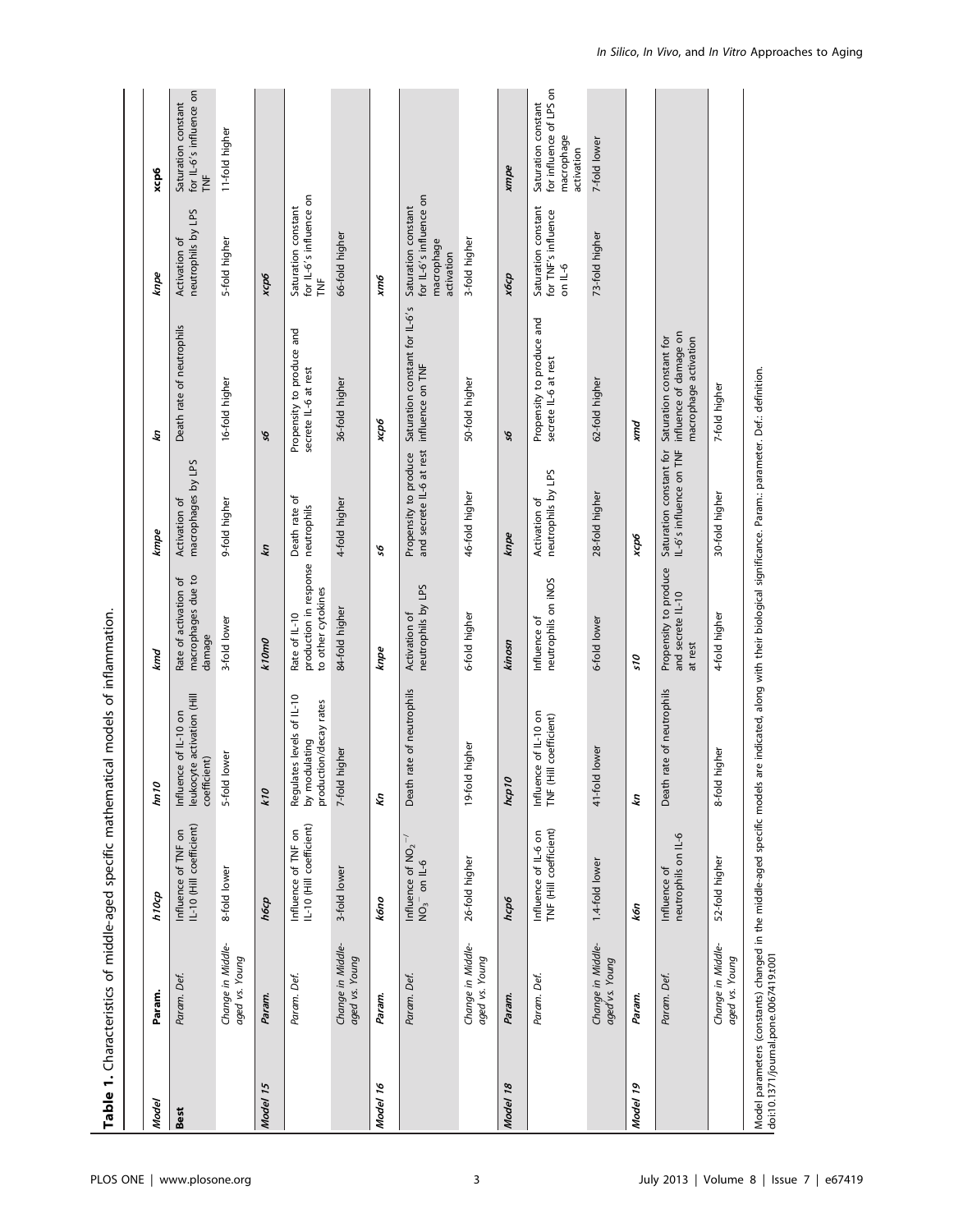**Table 1.** Characteristics of middle-aged specific mathematical models of inflammation.

| Model | | | | | | | |
|---|---|---|---|---|---|---|---|
| **Best** | *Param.* | *h10cp* | *hn10* | *kmd* | *kmpe* | *kn* | *knpe* | *xcp6* |
| | *Param. Def.* | Influence of TNF on IL-10 (Hill coefficient) | Influence of IL-10 on leukocyte activation (Hill coefficient) | Rate of activation of macrophages due to damage | Activation of macrophages by LPS | Death rate of neutrophils | Activation of neutrophils by LPS | Saturation constant for IL-6's influence on TNF |
| | *Change in Middle-aged vs. Young* | 8-fold lower | 5-fold lower | 3-fold lower | 9-fold higher | 16-fold higher | 5-fold higher | 11-fold higher |
| **Model 15** | *Param.* | *h6cp* | *k10* | *k10m0* | *kn* | *s6* | *xcp6* | |
| | *Param. Def.* | Influence of TNF on IL-10 (Hill coefficient) | Regulates levels of IL-10 by modulating production/decay rates | Rate of IL-10 production in response to other cytokines | Death rate of neutrophils | Propensity to produce and secrete IL-6 at rest | Saturation constant for IL-6's influence on TNF | |
| | *Change in Middle-aged vs. Young* | 3-fold lower | 7-fold higher | 84-fold higher | 4-fold higher | 36-fold higher | 66-fold higher | |
| **Model 16** | *Param.* | *k6no* | *Kn* | *knpe* | *s6* | *xcp6* | *xm6* | |
| | *Param. Def.* | Influence of $NO_2^{-}/NO_3^{-}$ on IL-6 | Death rate of neutrophils | Activation of neutrophils by LPS | Propensity to produce and secrete IL-6 at rest | Saturation constant for IL-6's influence on TNF | Saturation constant for IL-6's influence on macrophage activation | |
| | *Change in Middle-aged vs. Young* | 26-fold higher | 19-fold higher | 6-fold higher | 46-fold higher | 50-fold higher | 3-fold higher | |
| **Model 18** | *Param.* | *hcp6* | *hcp10* | *kinosn* | *knpe* | *s6* | *x6cp* | *xmpe* |
| | *Param. Def.* | Influence of IL-6 on TNF (Hill coefficient) | Influence of IL-10 on TNF (Hill coefficient) | Influence of neutrophils on iNOS | Activation of neutrophils by LPS | Propensity to produce and secrete IL-6 at rest | Saturation constant for TNF's influence on IL-6 | Saturation constant for influence of LPS on macrophage activation |
| | *Change in Middle-aged vs. Young* | 1.4-fold lower | 41-fold lower | 6-fold lower | 28-fold higher | 62-fold higher | 73-fold higher | 7-fold lower |
| **Model 19** | *Param.* | *k6n* | *kn* | *s10* | *xcp6* | *xmd* | | |
| | *Param. Def.* | Influence of neutrophils on IL-6 | Death rate of neutrophils | Propensity to produce and secrete IL-10 at rest | Saturation constant for IL-6's influence on TNF | Saturation constant for influence of damage on macrophage activation | | |
| | *Change in Middle-aged vs. Young* | 52-fold higher | 8-fold higher | 4-fold higher | 30-fold higher | 7-fold higher | | |

Model parameters (constants) changed in the middle-aged specific models are indicated, along with their biological significance. Param.: parameter. Def.: definition.
doi:10.1371/journal.pone.0067419.t001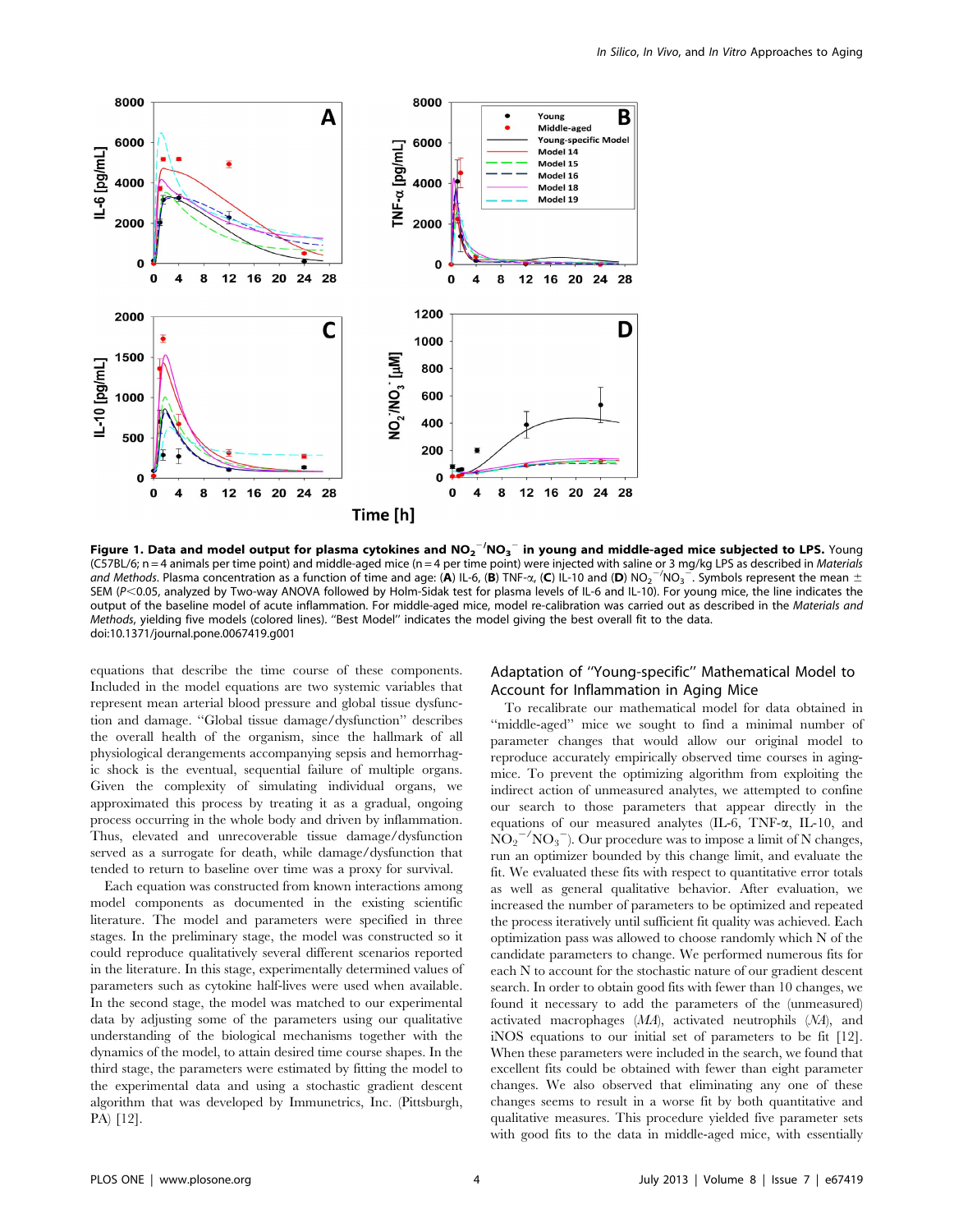**Figure 1. Data and model output for plasma cytokines and $NO_2^-/NO_3^-$ in young and middle-aged mice subjected to LPS.** Young (C57BL/6; n = 4 animals per time point) and middle-aged mice (n = 4 per time point) were injected with saline or 3 mg/kg LPS as described in *Materials and Methods*. Plasma concentration as a function of time and age: (**A**) IL-6, (**B**) TNF-α, (**C**) IL-10 and (**D**) $NO_2^-/NO_3^-$. Symbols represent the mean ± SEM ($P<0.05$, analyzed by Two-way ANOVA followed by Holm-Sidak test for plasma levels of IL-6 and IL-10). For young mice, the line indicates the output of the baseline model of acute inflammation. For middle-aged mice, model re-calibration was carried out as described in the *Materials and Methods*, yielding five models (colored lines). "Best Model" indicates the model giving the best overall fit to the data.
doi:10.1371/journal.pone.0067419.g001

equations that describe the time course of these components. Included in the model equations are two systemic variables that represent mean arterial blood pressure and global tissue dysfunction and damage. "Global tissue damage/dysfunction" describes the overall health of the organism, since the hallmark of all physiological derangements accompanying sepsis and hemorrhagic shock is the eventual, sequential failure of multiple organs. Given the complexity of simulating individual organs, we approximated this process by treating it as a gradual, ongoing process occurring in the whole body and driven by inflammation. Thus, elevated and unrecoverable tissue damage/dysfunction served as a surrogate for death, while damage/dysfunction that tended to return to baseline over time was a proxy for survival.

Each equation was constructed from known interactions among model components as documented in the existing scientific literature. The model and parameters were specified in three stages. In the preliminary stage, the model was constructed so it could reproduce qualitatively several different scenarios reported in the literature. In this stage, experimentally determined values of parameters such as cytokine half-lives were used when available. In the second stage, the model was matched to our experimental data by adjusting some of the parameters using our qualitative understanding of the biological mechanisms together with the dynamics of the model, to attain desired time course shapes. In the third stage, the parameters were estimated by fitting the model to the experimental data and using a stochastic gradient descent algorithm that was developed by Immunetrics, Inc. (Pittsburgh, PA) [12].

## Adaptation of "Young-specific" Mathematical Model to Account for Inflammation in Aging Mice

To recalibrate our mathematical model for data obtained in "middle-aged" mice we sought to find a minimal number of parameter changes that would allow our original model to reproduce accurately empirically observed time courses in aging-mice. To prevent the optimizing algorithm from exploiting the indirect action of unmeasured analytes, we attempted to confine our search to those parameters that appear directly in the equations of our measured analytes (IL-6, TNF-α, IL-10, and $NO_2^-/NO_3^-$). Our procedure was to impose a limit of N changes, run an optimizer bounded by this change limit, and evaluate the fit. We evaluated these fits with respect to quantitative error totals as well as general qualitative behavior. After evaluation, we increased the number of parameters to be optimized and repeated the process iteratively until sufficient fit quality was achieved. Each optimization pass was allowed to choose randomly which N of the candidate parameters to change. We performed numerous fits for each N to account for the stochastic nature of our gradient descent search. In order to obtain good fits with fewer than 10 changes, we found it necessary to add the parameters of the (unmeasured) activated macrophages ($\mathcal{MA}$), activated neutrophils ($\mathcal{NA}$), and iNOS equations to our initial set of parameters to be fit [12]. When these parameters were included in the search, we found that excellent fits could be obtained with fewer than eight parameter changes. We also observed that eliminating any one of these changes seems to result in a worse fit by both quantitative and qualitative measures. This procedure yielded five parameter sets with good fits to the data in middle-aged mice, with essentially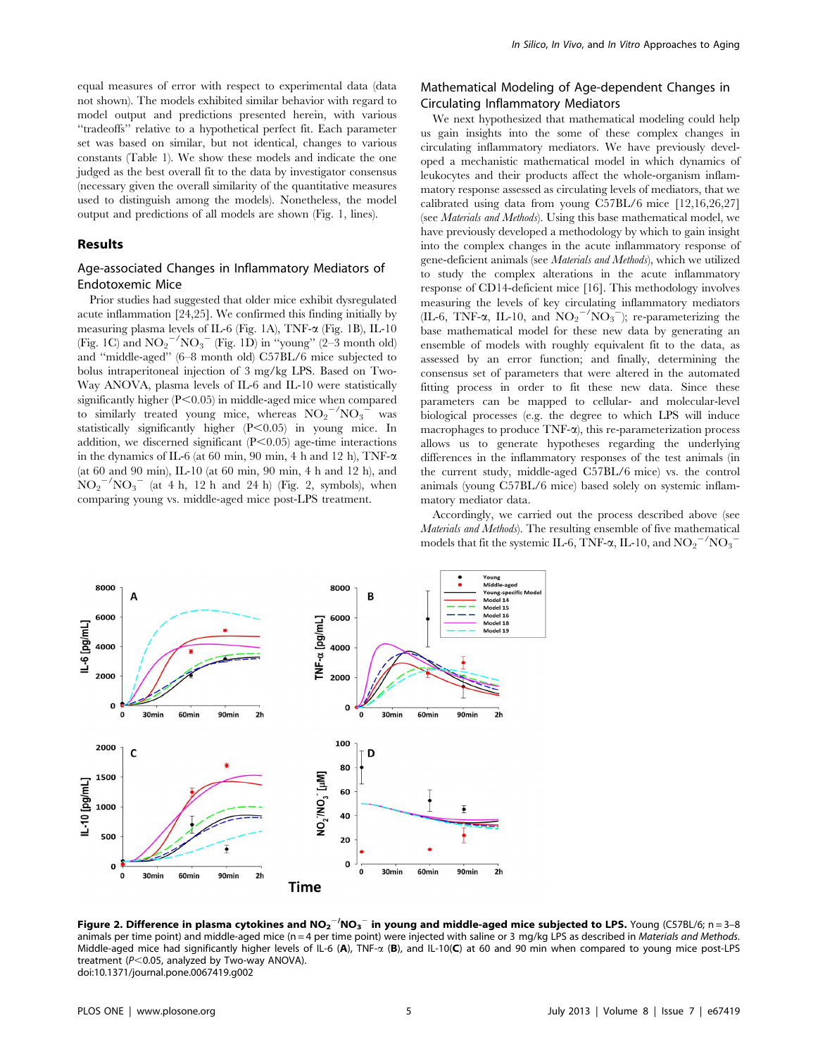equal measures of error with respect to experimental data (data not shown). The models exhibited similar behavior with regard to model output and predictions presented herein, with various "tradeoffs" relative to a hypothetical perfect fit. Each parameter set was based on similar, but not identical, changes to various constants (Table 1). We show these models and indicate the one judged as the best overall fit to the data by investigator consensus (necessary given the overall similarity of the quantitative measures used to distinguish among the models). Nonetheless, the model output and predictions of all models are shown (Fig. 1, lines).

## Results

### Age-associated Changes in Inflammatory Mediators of Endotoxemic Mice

Prior studies had suggested that older mice exhibit dysregulated acute inflammation [24,25]. We confirmed this finding initially by measuring plasma levels of IL-6 (Fig. 1A), TNF-α (Fig. 1B), IL-10 (Fig. 1C) and $NO_2^-/NO_3^-$ (Fig. 1D) in "young" (2–3 month old) and "middle-aged" (6–8 month old) C57BL/6 mice subjected to bolus intraperitoneal injection of 3 mg/kg LPS. Based on Two-Way ANOVA, plasma levels of IL-6 and IL-10 were statistically significantly higher ($P<0.05$) in middle-aged mice when compared to similarly treated young mice, whereas $NO_2^-/NO_3^-$ was statistically significantly higher ($P<0.05$) in young mice. In addition, we discerned significant ($P<0.05$) age-time interactions in the dynamics of IL-6 (at 60 min, 90 min, 4 h and 12 h), TNF-α (at 60 and 90 min), IL-10 (at 60 min, 90 min, 4 h and 12 h), and $NO_2^-/NO_3^-$ (at 4 h, 12 h and 24 h) (Fig. 2, symbols), when comparing young vs. middle-aged mice post-LPS treatment.

### Mathematical Modeling of Age-dependent Changes in Circulating Inflammatory Mediators

We next hypothesized that mathematical modeling could help us gain insights into the some of these complex changes in circulating inflammatory mediators. We have previously developed a mechanistic mathematical model in which dynamics of leukocytes and their products affect the whole-organism inflammatory response assessed as circulating levels of mediators, that we calibrated using data from young C57BL/6 mice [12,16,26,27] (see *Materials and Methods*). Using this base mathematical model, we have previously developed a methodology by which to gain insight into the complex changes in the acute inflammatory response of gene-deficient animals (see *Materials and Methods*), which we utilized to study the complex alterations in the acute inflammatory response of CD14-deficient mice [16]. This methodology involves measuring the levels of key circulating inflammatory mediators (IL-6, TNF-α, IL-10, and $NO_2^-/NO_3^-$); re-parameterizing the base mathematical model for these new data by generating an ensemble of models with roughly equivalent fit to the data, as assessed by an error function; and finally, determining the consensus set of parameters that were altered in the automated fitting process in order to fit these new data. Since these parameters can be mapped to cellular- and molecular-level biological processes (e.g. the degree to which LPS will induce macrophages to produce TNF-α), this re-parameterization process allows us to generate hypotheses regarding the underlying differences in the inflammatory responses of the test animals (in the current study, middle-aged C57BL/6 mice) vs. the control animals (young C57BL/6 mice) based solely on systemic inflammatory mediator data.

Accordingly, we carried out the process described above (see *Materials and Methods*). The resulting ensemble of five mathematical models that fit the systemic IL-6, TNF-α, IL-10, and $NO_2^-/NO_3^-$

**Figure 2. Difference in plasma cytokines and $NO_2^-/NO_3^-$ in young and middle-aged mice subjected to LPS.** Young (C57BL/6; n = 3–8 animals per time point) and middle-aged mice (n = 4 per time point) were injected with saline or 3 mg/kg LPS as described in *Materials and Methods*. Middle-aged mice had significantly higher levels of IL-6 (**A**), TNF-α (**B**), and IL-10(**C**) at 60 and 90 min when compared to young mice post-LPS treatment ($P<0.05$, analyzed by Two-way ANOVA).
doi:10.1371/journal.pone.0067419.g002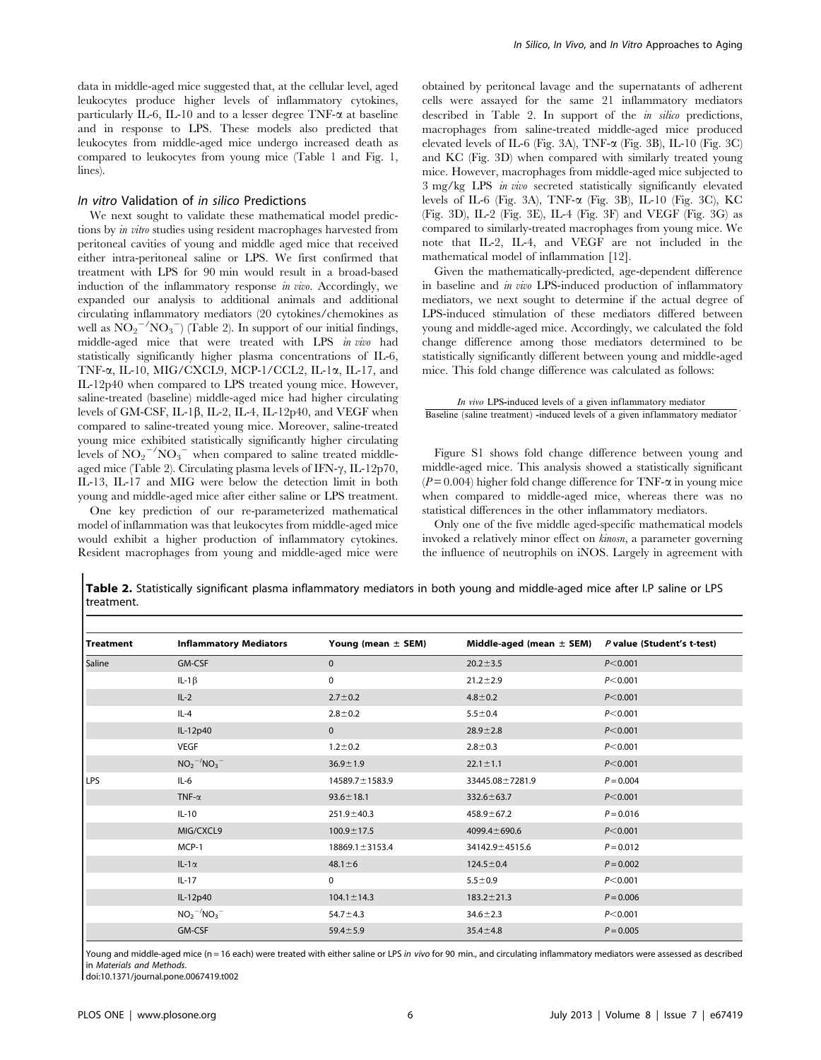data in middle-aged mice suggested that, at the cellular level, aged leukocytes produce higher levels of inflammatory cytokines, particularly IL-6, IL-10 and to a lesser degree TNF-α at baseline and in response to LPS. These models also predicted that leukocytes from middle-aged mice undergo increased death as compared to leukocytes from young mice (Table 1 and Fig. 1, lines).

### *In vitro* Validation of *in silico* Predictions

We next sought to validate these mathematical model predictions by *in vitro* studies using resident macrophages harvested from peritoneal cavities of young and middle aged mice that received either intra-peritoneal saline or LPS. We first confirmed that treatment with LPS for 90 min would result in a broad-based induction of the inflammatory response *in vivo*. Accordingly, we expanded our analysis to additional animals and additional circulating inflammatory mediators (20 cytokines/chemokines as well as $NO_2^{-}/NO_3^{-}$) (Table 2). In support of our initial findings, middle-aged mice that were treated with LPS *in vivo* had statistically significantly higher plasma concentrations of IL-6, TNF-α, IL-10, MIG/CXCL9, MCP-1/CCL2, IL-1α, IL-17, and IL-12p40 when compared to LPS treated young mice. However, saline-treated (baseline) middle-aged mice had higher circulating levels of GM-CSF, IL-1β, IL-2, IL-4, IL-12p40, and VEGF when compared to saline-treated young mice. Moreover, saline-treated young mice exhibited statistically significantly higher circulating levels of $NO_2^{-}/NO_3^{-}$ when compared to saline treated middle-aged mice (Table 2). Circulating plasma levels of IFN-γ, IL-12p70, IL-13, IL-17 and MIG were below the detection limit in both young and middle-aged mice after either saline or LPS treatment.

One key prediction of our re-parameterized mathematical model of inflammation was that leukocytes from middle-aged mice would exhibit a higher production of inflammatory cytokines. Resident macrophages from young and middle-aged mice were obtained by peritoneal lavage and the supernatants of adherent cells were assayed for the same 21 inflammatory mediators described in Table 2. In support of the *in silico* predictions, macrophages from saline-treated middle-aged mice produced elevated levels of IL-6 (Fig. 3A), TNF-α (Fig. 3B), IL-10 (Fig. 3C) and KC (Fig. 3D) when compared with similarly treated young mice. However, macrophages from middle-aged mice subjected to 3 mg/kg LPS *in vivo* secreted statistically significantly elevated levels of IL-6 (Fig. 3A), TNF-α (Fig. 3B), IL-10 (Fig. 3C), KC (Fig. 3D), IL-2 (Fig. 3E), IL-4 (Fig. 3F) and VEGF (Fig. 3G) as compared to similarly-treated macrophages from young mice. We note that IL-2, IL-4, and VEGF are not included in the mathematical model of inflammation [12].

Given the mathematically-predicted, age-dependent difference in baseline and *in vivo* LPS-induced production of inflammatory mediators, we next sought to determine if the actual degree of LPS-induced stimulation of these mediators differed between young and middle-aged mice. Accordingly, we calculated the fold change difference among those mediators determined to be statistically significantly different between young and middle-aged mice. This fold change difference was calculated as follows:

$$\frac{\textit{In vivo}\ \text{LPS-induced levels of a given inflammatory mediator}}{\text{Baseline (saline treatment) -induced levels of a given inflammatory mediator}}.$$

Figure S1 shows fold change difference between young and middle-aged mice. This analysis showed a statistically significant ($P = 0.004$) higher fold change difference for TNF-α in young mice when compared to middle-aged mice, whereas there was no statistical differences in the other inflammatory mediators.

Only one of the five middle aged-specific mathematical models invoked a relatively minor effect on *kinosn*, a parameter governing the influence of neutrophils on iNOS. Largely in agreement with

**Table 2.** Statistically significant plasma inflammatory mediators in both young and middle-aged mice after I.P saline or LPS treatment.

| Treatment | Inflammatory Mediators | Young (mean ± SEM) | Middle-aged (mean ± SEM) | P value (Student's t-test) |
|---|---|---|---|---|
| Saline | GM-CSF | 0 | 20.2±3.5 | $P<0.001$ |
| | IL-1β | 0 | 21.2±2.9 | $P<0.001$ |
| | IL-2 | 2.7±0.2 | 4.8±0.2 | $P<0.001$ |
| | IL-4 | 2.8±0.2 | 5.5±0.4 | $P<0.001$ |
| | IL-12p40 | 0 | 28.9±2.8 | $P<0.001$ |
| | VEGF | 1.2±0.2 | 2.8±0.3 | $P<0.001$ |
| | $NO_2^{-}/NO_3^{-}$ | 36.9±1.9 | 22.1±1.1 | $P<0.001$ |
| LPS | IL-6 | 14589.7±1583.9 | 33445.08±7281.9 | $P=0.004$ |
| | TNF-α | 93.6±18.1 | 332.6±63.7 | $P<0.001$ |
| | IL-10 | 251.9±40.3 | 458.9±67.2 | $P=0.016$ |
| | MIG/CXCL9 | 100.9±17.5 | 4099.4±690.6 | $P<0.001$ |
| | MCP-1 | 18869.1±3153.4 | 34142.9±4515.6 | $P=0.012$ |
| | IL-1α | 48.1±6 | 124.5±0.4 | $P=0.002$ |
| | IL-17 | 0 | 5.5±0.9 | $P<0.001$ |
| | IL-12p40 | 104.1±14.3 | 183.2±21.3 | $P=0.006$ |
| | $NO_2^{-}/NO_3^{-}$ | 54.7±4.3 | 34.6±2.3 | $P<0.001$ |
| | GM-CSF | 59.4±5.9 | 35.4±4.8 | $P=0.005$ |

Young and middle-aged mice (n = 16 each) were treated with either saline or LPS *in vivo* for 90 min., and circulating inflammatory mediators were assessed as described in *Materials and Methods*.

doi:10.1371/journal.pone.0067419.t002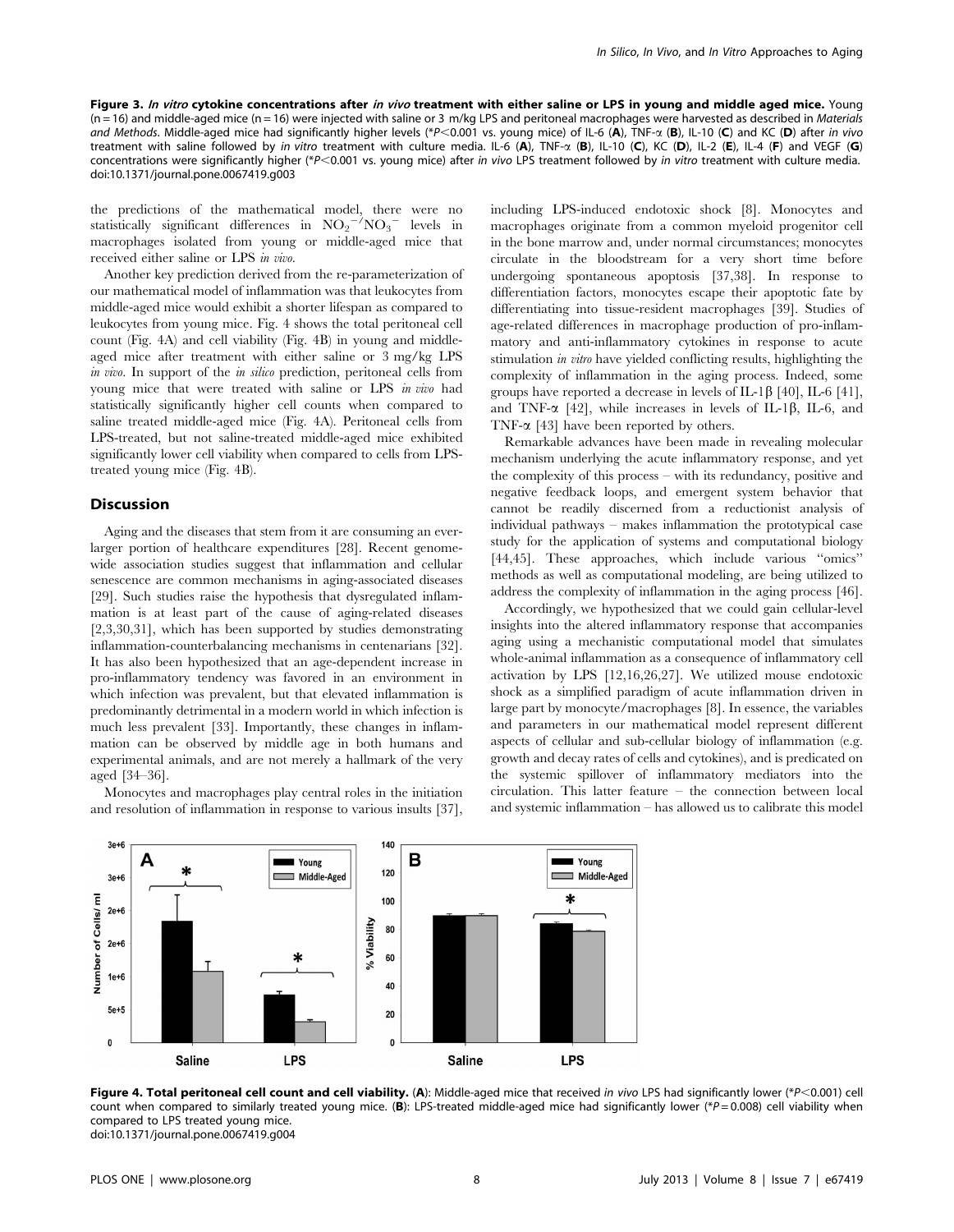**Figure 3. *In vitro* cytokine concentrations after *in vivo* treatment with either saline or LPS in young and middle aged mice.** Young (n = 16) and middle-aged mice (n = 16) were injected with saline or 3 m/kg LPS and peritoneal macrophages were harvested as described in *Materials and Methods*. Middle-aged mice had significantly higher levels (*$P<0.001$ vs. young mice) of IL-6 (**A**), TNF-α (**B**), IL-10 (**C**) and KC (**D**) after *in vivo* treatment with saline followed by *in vitro* treatment with culture media. IL-6 (**A**), TNF-α (**B**), IL-10 (**C**), KC (**D**), IL-2 (**E**), IL-4 (**F**) and VEGF (**G**) concentrations were significantly higher (*$P<0.001$ vs. young mice) after *in vivo* LPS treatment followed by *in vitro* treatment with culture media.
doi:10.1371/journal.pone.0067419.g003

the predictions of the mathematical model, there were no statistically significant differences in $NO_2^{-}/NO_3^{-}$ levels in macrophages isolated from young or middle-aged mice that received either saline or LPS *in vivo*.

Another key prediction derived from the re-parameterization of our mathematical model of inflammation was that leukocytes from middle-aged mice would exhibit a shorter lifespan as compared to leukocytes from young mice. Fig. 4 shows the total peritoneal cell count (Fig. 4A) and cell viability (Fig. 4B) in young and middle-aged mice after treatment with either saline or 3 mg/kg LPS *in vivo*. In support of the *in silico* prediction, peritoneal cells from young mice that were treated with saline or LPS *in vivo* had statistically significantly higher cell counts when compared to saline treated middle-aged mice (Fig. 4A). Peritoneal cells from LPS-treated, but not saline-treated middle-aged mice exhibited significantly lower cell viability when compared to cells from LPS-treated young mice (Fig. 4B).

## Discussion

Aging and the diseases that stem from it are consuming an ever-larger portion of healthcare expenditures [28]. Recent genome-wide association studies suggest that inflammation and cellular senescence are common mechanisms in aging-associated diseases [29]. Such studies raise the hypothesis that dysregulated inflammation is at least part of the cause of aging-related diseases [2,3,30,31], which has been supported by studies demonstrating inflammation-counterbalancing mechanisms in centenarians [32]. It has also been hypothesized that an age-dependent increase in pro-inflammatory tendency was favored in an environment in which infection was prevalent, but that elevated inflammation is predominantly detrimental in a modern world in which infection is much less prevalent [33]. Importantly, these changes in inflammation can be observed by middle age in both humans and experimental animals, and are not merely a hallmark of the very aged [34–36].

Monocytes and macrophages play central roles in the initiation and resolution of inflammation in response to various insults [37], including LPS-induced endotoxic shock [8]. Monocytes and macrophages originate from a common myeloid progenitor cell in the bone marrow and, under normal circumstances; monocytes circulate in the bloodstream for a very short time before undergoing spontaneous apoptosis [37,38]. In response to differentiation factors, monocytes escape their apoptotic fate by differentiating into tissue-resident macrophages [39]. Studies of age-related differences in macrophage production of pro-inflammatory and anti-inflammatory cytokines in response to acute stimulation *in vitro* have yielded conflicting results, highlighting the complexity of inflammation in the aging process. Indeed, some groups have reported a decrease in levels of IL-1β [40], IL-6 [41], and TNF-α [42], while increases in levels of IL-1β, IL-6, and TNF-α [43] have been reported by others.

Remarkable advances have been made in revealing molecular mechanism underlying the acute inflammatory response, and yet the complexity of this process – with its redundancy, positive and negative feedback loops, and emergent system behavior that cannot be readily discerned from a reductionist analysis of individual pathways – makes inflammation the prototypical case study for the application of systems and computational biology [44,45]. These approaches, which include various "omics" methods as well as computational modeling, are being utilized to address the complexity of inflammation in the aging process [46].

Accordingly, we hypothesized that we could gain cellular-level insights into the altered inflammatory response that accompanies aging using a mechanistic computational model that simulates whole-animal inflammation as a consequence of inflammatory cell activation by LPS [12,16,26,27]. We utilized mouse endotoxic shock as a simplified paradigm of acute inflammation driven in large part by monocyte/macrophages [8]. In essence, the variables and parameters in our mathematical model represent different aspects of cellular and sub-cellular biology of inflammation (e.g. growth and decay rates of cells and cytokines), and is predicated on the systemic spillover of inflammatory mediators into the circulation. This latter feature – the connection between local and systemic inflammation – has allowed us to calibrate this model

**Figure 4. Total peritoneal cell count and cell viability.** (**A**): Middle-aged mice that received *in vivo* LPS had significantly lower (*$P<0.001$) cell count when compared to similarly treated young mice. (**B**): LPS-treated middle-aged mice had significantly lower (*$P=0.008$) cell viability when compared to LPS treated young mice.
doi:10.1371/journal.pone.0067419.g004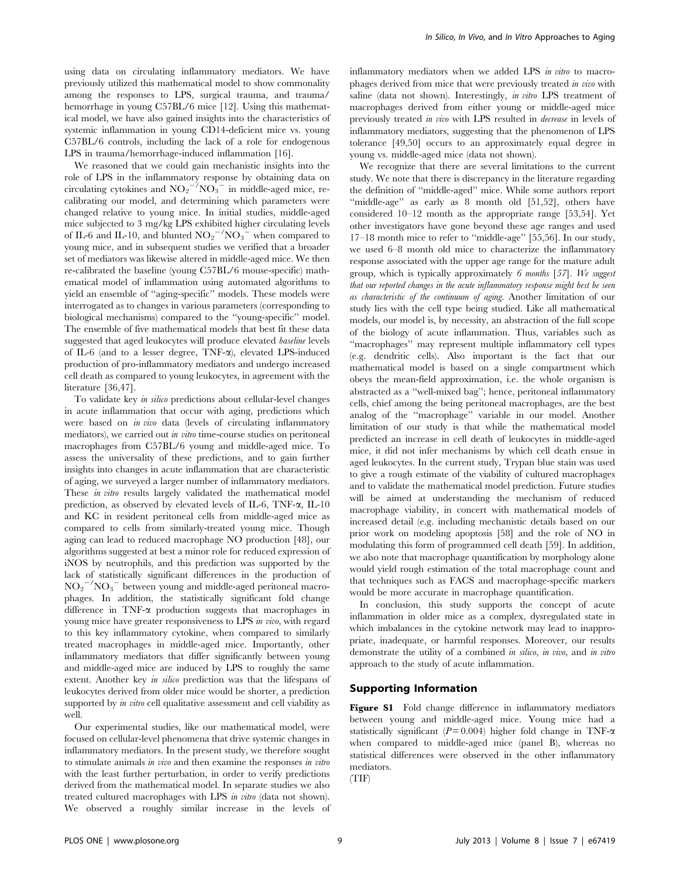using data on circulating inflammatory mediators. We have previously utilized this mathematical model to show commonality among the responses to LPS, surgical trauma, and trauma/hemorrhage in young C57BL/6 mice [12]. Using this mathematical model, we have also gained insights into the characteristics of systemic inflammation in young CD14-deficient mice vs. young C57BL/6 controls, including the lack of a role for endogenous LPS in trauma/hemorrhage-induced inflammation [16].

We reasoned that we could gain mechanistic insights into the role of LPS in the inflammatory response by obtaining data on circulating cytokines and $NO_2^{-}/NO_3^{-}$ in middle-aged mice, re-calibrating our model, and determining which parameters were changed relative to young mice. In initial studies, middle-aged mice subjected to 3 mg/kg LPS exhibited higher circulating levels of IL-6 and IL-10, and blunted $NO_2^{-}/NO_3^{-}$ when compared to young mice, and in subsequent studies we verified that a broader set of mediators was likewise altered in middle-aged mice. We then re-calibrated the baseline (young C57BL/6 mouse-specific) mathematical model of inflammation using automated algorithms to yield an ensemble of "aging-specific" models. These models were interrogated as to changes in various parameters (corresponding to biological mechanisms) compared to the "young-specific" model. The ensemble of five mathematical models that best fit these data suggested that aged leukocytes will produce elevated *baseline* levels of IL-6 (and to a lesser degree, TNF-α), elevated LPS-induced production of pro-inflammatory mediators and undergo increased cell death as compared to young leukocytes, in agreement with the literature [36,47].

To validate key *in silico* predictions about cellular-level changes in acute inflammation that occur with aging, predictions which were based on *in vivo* data (levels of circulating inflammatory mediators), we carried out *in vitro* time-course studies on peritoneal macrophages from C57BL/6 young and middle-aged mice. To assess the universality of these predictions, and to gain further insights into changes in acute inflammation that are characteristic of aging, we surveyed a larger number of inflammatory mediators. These *in vitro* results largely validated the mathematical model prediction, as observed by elevated levels of IL-6, TNF-α, IL-10 and KC in resident peritoneal cells from middle-aged mice as compared to cells from similarly-treated young mice. Though aging can lead to reduced macrophage NO production [48], our algorithms suggested at best a minor role for reduced expression of iNOS by neutrophils, and this prediction was supported by the lack of statistically significant differences in the production of $NO_2^{-}/NO_3^{-}$ between young and middle-aged peritoneal macrophages. In addition, the statistically significant fold change difference in TNF-α production suggests that macrophages in young mice have greater responsiveness to LPS *in vivo*, with regard to this key inflammatory cytokine, when compared to similarly treated macrophages in middle-aged mice. Importantly, other inflammatory mediators that differ significantly between young and middle-aged mice are induced by LPS to roughly the same extent. Another key *in silico* prediction was that the lifespans of leukocytes derived from older mice would be shorter, a prediction supported by *in vitro* cell qualitative assessment and cell viability as well.

Our experimental studies, like our mathematical model, were focused on cellular-level phenomena that drive systemic changes in inflammatory mediators. In the present study, we therefore sought to stimulate animals *in vivo* and then examine the responses *in vitro* with the least further perturbation, in order to verify predictions derived from the mathematical model. In separate studies we also treated cultured macrophages with LPS *in vitro* (data not shown). We observed a roughly similar increase in the levels of inflammatory mediators when we added LPS *in vitro* to macrophages derived from mice that were previously treated *in vivo* with saline (data not shown). Interestingly, *in vitro* LPS treatment of macrophages derived from either young or middle-aged mice previously treated *in vivo* with LPS resulted in *decrease* in levels of inflammatory mediators, suggesting that the phenomenon of LPS tolerance [49,50] occurs to an approximately equal degree in young vs. middle-aged mice (data not shown).

We recognize that there are several limitations to the current study. We note that there is discrepancy in the literature regarding the definition of "middle-aged" mice. While some authors report "middle-age" as early as 8 month old [51,52], others have considered 10–12 month as the appropriate range [53,54]. Yet other investigators have gone beyond these age ranges and used 17–18 month mice to refer to "middle-age" [55,56]. In our study, we used 6–8 month old mice to characterize the inflammatory response associated with the upper age range for the mature adult group, which is typically approximately *6 months* [57]. *We suggest that our reported changes in the acute inflammatory response might best be seen as characteristic of the continuum of aging.* Another limitation of our study lies with the cell type being studied. Like all mathematical models, our model is, by necessity, an abstraction of the full scope of the biology of acute inflammation. Thus, variables such as "macrophages" may represent multiple inflammatory cell types (e.g. dendritic cells). Also important is the fact that our mathematical model is based on a single compartment which obeys the mean-field approximation, i.e. the whole organism is abstracted as a "well-mixed bag"; hence, peritoneal inflammatory cells, chief among the being peritoneal macrophages, are the best analog of the "macrophage" variable in our model. Another limitation of our study is that while the mathematical model predicted an increase in cell death of leukocytes in middle-aged mice, it did not infer mechanisms by which cell death ensue in aged leukocytes. In the current study, Trypan blue stain was used to give a rough estimate of the viability of cultured macrophages and to validate the mathematical model prediction. Future studies will be aimed at understanding the mechanism of reduced macrophage viability, in concert with mathematical models of increased detail (e.g. including mechanistic details based on our prior work on modeling apoptosis [58] and the role of NO in modulating this form of programmed cell death [59]. In addition, we also note that macrophage quantification by morphology alone would yield rough estimation of the total macrophage count and that techniques such as FACS and macrophage-specific markers would be more accurate in macrophage quantification.

In conclusion, this study supports the concept of acute inflammation in older mice as a complex, dysregulated state in which imbalances in the cytokine network may lead to inappropriate, inadequate, or harmful responses. Moreover, our results demonstrate the utility of a combined *in silico*, *in vivo*, and *in vitro* approach to the study of acute inflammation.

## Supporting Information

**Figure S1** Fold change difference in inflammatory mediators between young and middle-aged mice. Young mice had a statistically significant ($P = 0.004$) higher fold change in TNF-α when compared to middle-aged mice (panel B), whereas no statistical differences were observed in the other inflammatory mediators.
(TIF)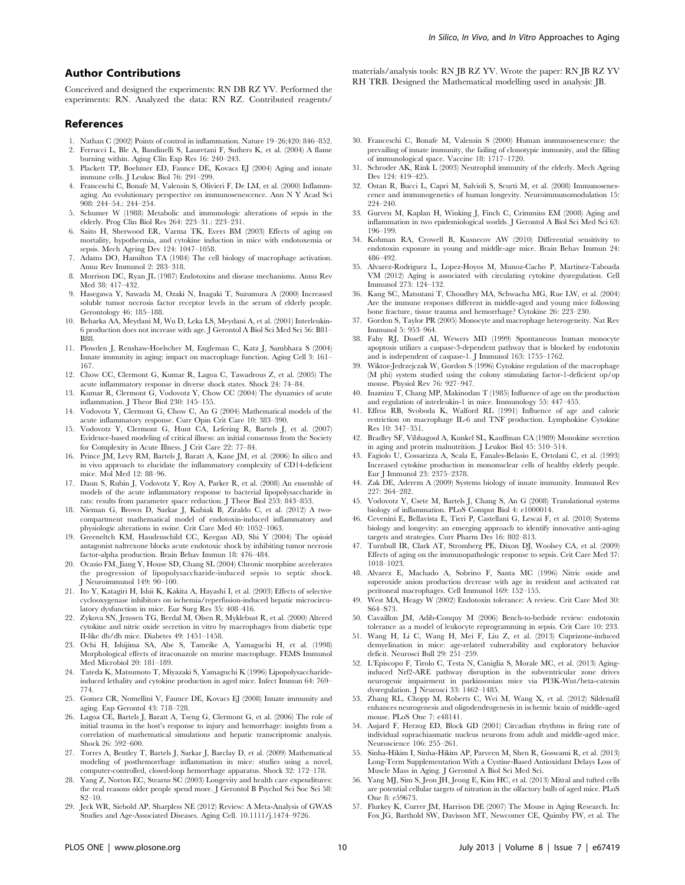## Author Contributions

Conceived and designed the experiments: RN DB RZ YV. Performed the experiments: RN. Analyzed the data: RN RZ. Contributed reagents/materials/analysis tools: RN JB RZ YV. Wrote the paper: RN JB RZ YV RH TRB. Designed the Mathematical modelling used in analysis: JB.

## References

1. Nathan C (2002) Points of control in inflammation. Nature 19–26;420: 846–852.
2. Ferrucci L, Ble A, Bandinelli S, Lauretani F, Suthers K, et al. (2004) A flame burning within. Aging Clin Exp Res 16: 240–243.
3. Plackett TP, Boehmer ED, Faunce DE, Kovacs EJ (2004) Aging and innate immune cells. J Leukoc Biol 76: 291–299.
4. Franceschi C, Bonafe M, Valensin S, Olivieri F, De LM, et al. (2000) Inflamm-aging. An evolutionary perspective on immunosenescence. Ann N Y Acad Sci 908: 244–54.: 244–254.
5. Schumer W (1988) Metabolic and immunologic alterations of sepsis in the elderly. Prog Clin Biol Res 264: 223–31.: 223–231.
6. Saito H, Sherwood ER, Varma TK, Evers BM (2003) Effects of aging on mortality, hypothermia, and cytokine induction in mice with endotoxemia or sepsis. Mech Ageing Dev 124: 1047–1058.
7. Adams DO, Hamilton TA (1984) The cell biology of macrophage activation. Annu Rev Immunol 2: 283–318.
8. Morrison DC, Ryan JL (1987) Endotoxins and disease mechanisms. Annu Rev Med 38: 417–432.
9. Hasegawa Y, Sawada M, Ozaki N, Inagaki T, Suzumura A (2000) Increased soluble tumor necrosis factor receptor levels in the serum of elderly people. Gerontology 46: 185–188.
10. Beharka AA, Meydani M, Wu D, Leka LS, Meydani A, et al. (2001) Interleukin-6 production does not increase with age. J Gerontol A Biol Sci Med Sci 56: B81–B88.
11. Plowden J, Renshaw-Hoelscher M, Engleman C, Katz J, Sambhara S (2004) Innate immunity in aging: impact on macrophage function. Aging Cell 3: 161–167.
12. Chow CC, Clermont G, Kumar R, Lagoa C, Tawadrous Z, et al. (2005) The acute inflammatory response in diverse shock states. Shock 24: 74–84.
13. Kumar R, Clermont G, Vodovotz Y, Chow CC (2004) The dynamics of acute inflammation. J Theor Biol 230: 145–155.
14. Vodovotz Y, Clermont G, Chow C, An G (2004) Mathematical models of the acute inflammatory response. Curr Opin Crit Care 10: 383–390.
15. Vodovotz Y, Clermont G, Hunt CA, Lefering R, Bartels J, et al. (2007) Evidence-based modeling of critical illness: an initial consensus from the Society for Complexity in Acute Illness. J Crit Care 22: 77–84.
16. Prince JM, Levy RM, Bartels J, Baratt A, Kane JM, et al. (2006) In silico and in vivo approach to elucidate the inflammatory complexity of CD14-deficient mice. Mol Med 12: 88–96.
17. Daun S, Rubin J, Vodovotz Y, Roy A, Parker R, et al. (2008) An ensemble of models of the acute inflammatory response to bacterial lipopolysaccharide in rats: results from parameter space reduction. J Theor Biol 253: 843–853.
18. Nieman G, Brown D, Sarkar J, Kubiak B, Ziraldo C, et al. (2012) A two-compartment mathematical model of endotoxin-induced inflammatory and physiologic alterations in swine. Crit Care Med 40: 1052–1063.
19. Greeneltch KM, Haudenschild CC, Keegan AD, Shi Y (2004) The opioid antagonist naltrexone blocks acute endotoxic shock by inhibiting tumor necrosis factor-alpha production. Brain Behav Immun 18: 476–484.
20. Ocasio FM, Jiang Y, House SD, Chang SL (2004) Chronic morphine accelerates the progression of lipopolysaccharide-induced sepsis to septic shock. J Neuroimmunol 149: 90–100.
21. Ito Y, Katagiri H, Ishii K, Kakita A, Hayashi I, et al. (2003) Effects of selective cyclooxygenase inhibitors on ischemia/reperfusion-induced hepatic microcirculatory dysfunction in mice. Eur Surg Res 35: 408–416.
22. Zykova SN, Jenssen TG, Berdal M, Olsen R, Myklebust R, et al. (2000) Altered cytokine and nitric oxide secretion in vitro by macrophages from diabetic type II-like db/db mice. Diabetes 49: 1451–1458.
23. Ochi H, Ishijima SA, Abe S, Tameike A, Yamaguchi H, et al. (1998) Morphological effects of itraconazole on murine macrophage. FEMS Immunol Med Microbiol 20: 181–189.
24. Tateda K, Matsumoto T, Miyazaki S, Yamaguchi K (1996) Lipopolysaccharide-induced lethality and cytokine production in aged mice. Infect Immun 64: 769–774.
25. Gomez CR, Nomellini V, Faunce DE, Kovacs EJ (2008) Innate immunity and aging. Exp Gerontol 43: 718–728.
26. Lagoa CE, Bartels J, Baratt A, Tseng G, Clermont G, et al. (2006) The role of initial trauma in the host's response to injury and hemorrhage: insights from a correlation of mathematical simulations and hepatic transcriptomic analysis. Shock 26: 592–600.
27. Torres A, Bentley T, Bartels J, Sarkar J, Barclay D, et al. (2009) Mathematical modeling of posthemorrhage inflammation in mice: studies using a novel, computer-controlled, closed-loop hemorrhage apparatus. Shock 32: 172–178.
28. Yang Z, Norton EC, Stearns SC (2003) Longevity and health care expenditures: the real reasons older people spend more. J Gerontol B Psychol Sci Soc Sci 58: S2–10.
29. Jeck WR, Siebold AP, Sharpless NE (2012) Review: A Meta-Analysis of GWAS Studies and Age-Associated Diseases. Aging Cell. 10.1111/j.1474–9726.
30. Franceschi C, Bonafe M, Valensin S (2000) Human immunosenescence: the prevailing of innate immunity, the failing of clonotypic immunity, and the filling of immunological space. Vaccine 18: 1717–1720.
31. Schroder AK, Rink L (2003) Neutrophil immunity of the elderly. Mech Ageing Dev 124: 419–425.
32. Ostan R, Bucci L, Capri M, Salvioli S, Scurti M, et al. (2008) Immunosenescence and immunogenetics of human longevity. Neuroimmunomodulation 15: 224–240.
33. Gurven M, Kaplan H, Winking J, Finch C, Crimmins EM (2008) Aging and inflammation in two epidemiological worlds. J Gerontol A Biol Sci Med Sci 63: 196–199.
34. Kohman RA, Crowell B, Kusnecov AW (2010) Differential sensitivity to endotoxin exposure in young and middle-age mice. Brain Behav Immun 24: 486–492.
35. Alvarez-Rodriguez L, Lopez-Hoyos M, Munoz-Cacho P, Martinez-Taboada VM (2012) Aging is associated with circulating cytokine dysregulation. Cell Immunol 273: 124–132.
36. Kang SC, Matsutani T, Choudhry MA, Schwacha MG, Rue LW, et al. (2004) Are the immune responses different in middle-aged and young mice following bone fracture, tissue trauma and hemorrhage? Cytokine 26: 223–230.
37. Gordon S, Taylor PR (2005) Monocyte and macrophage heterogeneity. Nat Rev Immunol 5: 953–964.
38. Fahy RJ, Doseff AI, Wewers MD (1999) Spontaneous human monocyte apoptosis utilizes a caspase-3-dependent pathway that is blocked by endotoxin and is independent of caspase-1. J Immunol 163: 1755–1762.
39. Wiktor-Jedrzejczak W, Gordon S (1996) Cytokine regulation of the macrophage (M phi) system studied using the colony stimulating factor-1-deficient op/op mouse. Physiol Rev 76: 927–947.
40. Inamizu T, Chang MP, Makinodan T (1985) Influence of age on the production and regulation of interleukin-1 in mice. Immunology 55: 447–455.
41. Effros RB, Svoboda K, Walford RL (1991) Influence of age and caloric restriction on macrophage IL-6 and TNF production. Lymphokine Cytokine Res 10: 347–351.
42. Bradley SF, Vibhagool A, Kunkel SL, Kauffman CA (1989) Monokine secretion in aging and protein malnutrition. J Leukoc Biol 45: 510–514.
43. Fagiolo U, Cossarizza A, Scala E, Fanales-Belasio E, Ortolani C, et al. (1993) Increased cytokine production in mononuclear cells of healthy elderly people. Eur J Immunol 23: 2375–2378.
44. Zak DE, Aderem A (2009) Systems biology of innate immunity. Immunol Rev 227: 264–282.
45. Vodovotz Y, Csete M, Bartels J, Chang S, An G (2008) Translational systems biology of inflammation. PLoS Comput Biol 4: e1000014.
46. Cevenini E, Bellavista E, Tieri P, Castellani G, Lescai F, et al. (2010) Systems biology and longevity: an emerging approach to identify innovative anti-aging targets and strategies. Curr Pharm Des 16: 802–813.
47. Turnbull IR, Clark AT, Stromberg PE, Dixon DJ, Woolsey CA, et al. (2009) Effects of aging on the immunopathologic response to sepsis. Crit Care Med 37: 1018–1023.
48. Alvarez E, Machado A, Sobrino F, Santa MC (1996) Nitric oxide and superoxide anion production decrease with age in resident and activated rat peritoneal macrophages. Cell Immunol 169: 152–155.
49. West MA, Heagy W (2002) Endotoxin tolerance: A review. Crit Care Med 30: S64–S73.
50. Cavaillon JM, Adib-Conquy M (2006) Bench-to-bedside review: endotoxin tolerance as a model of leukocyte reprogramming in sepsis. Crit Care 10: 233.
51. Wang H, Li C, Wang H, Mei F, Liu Z, et al. (2013) Cuprizone-induced demyelination in mice: age-related vulnerability and exploratory behavior deficit. Neurosci Bull 29: 251–259.
52. L'Episcopo F, Tirolo C, Testa N, Caniglia S, Morale MC, et al. (2013) Aging-induced Nrf2-ARE pathway disruption in the subventricular zone drives neurogenic impairment in parkinsonian mice via PI3K-Wnt/beta-catenin dysregulation. J Neurosci 33: 1462–1485.
53. Zhang RL, Chopp M, Roberts C, Wei M, Wang X, et al. (2012) Sildenafil enhances neurogenesis and oligodendrogenesis in ischemic brain of middle-aged mouse. PLoS One 7: e48141.
54. Aujard F, Herzog ED, Block GD (2001) Circadian rhythms in firing rate of individual suprachiasmatic nucleus neurons from adult and middle-aged mice. Neuroscience 106: 255–261.
55. Sinha-Hikim I, Sinha-Hikim AP, Parveen M, Shen R, Goswami R, et al. (2013) Long-Term Supplementation With a Cystine-Based Antioxidant Delays Loss of Muscle Mass in Aging. J Gerontol A Biol Sci Med Sci.
56. Yang MJ, Sim S, Jeon JH, Jeong E, Kim HC, et al. (2013) Mitral and tufted cells are potential cellular targets of nitration in the olfactory bulb of aged mice. PLoS One 8: e59673.
57. Flurkey K, Currer JM, Harrison DE (2007) The Mouse in Aging Research. In: Fox JG, Barthold SW, Davisson MT, Newcomer CE, Quimby FW, et al. The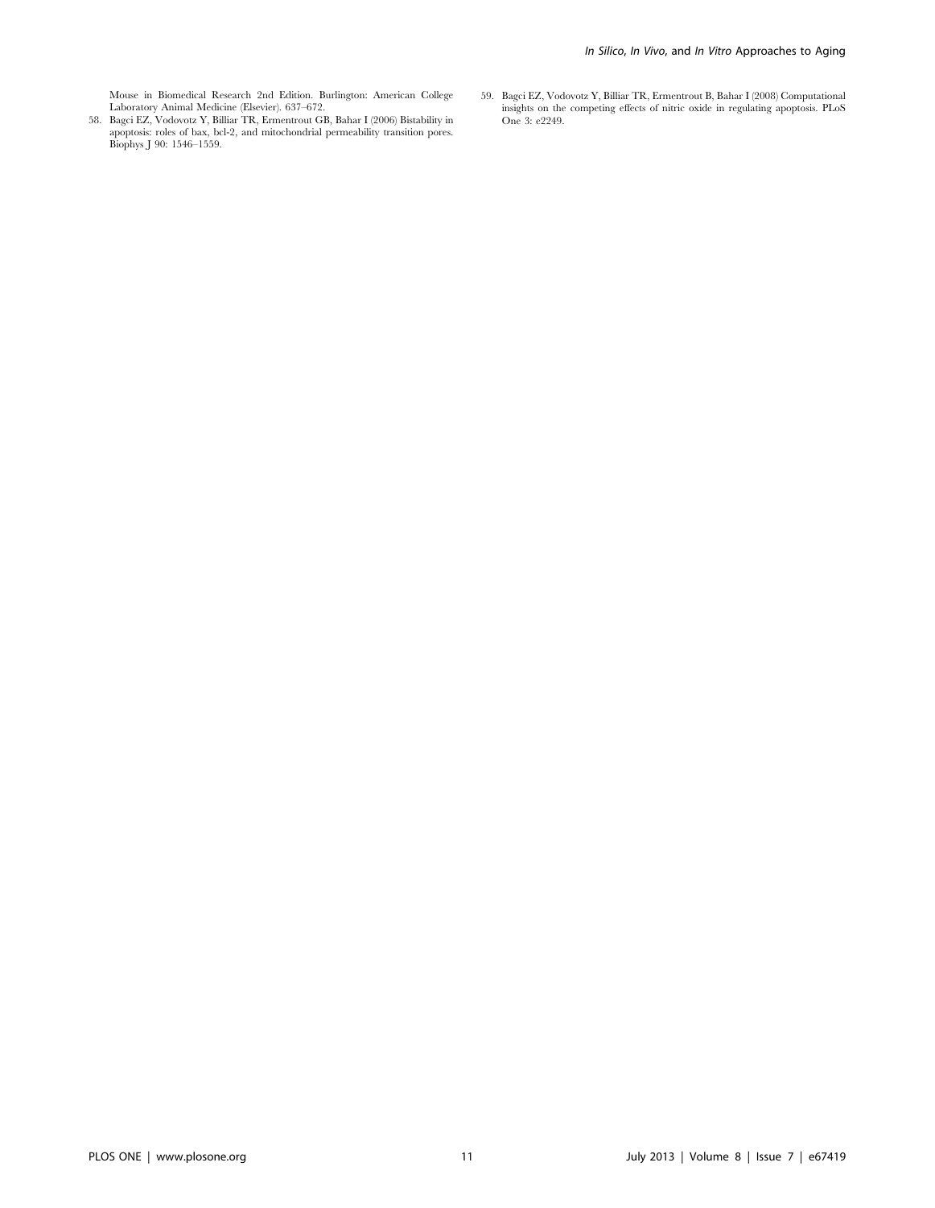Mouse in Biomedical Research 2nd Edition. Burlington: American College Laboratory Animal Medicine (Elsevier). 637–672.

58. Bagci EZ, Vodovotz Y, Billiar TR, Ermentrout GB, Bahar I (2006) Bistability in apoptosis: roles of bax, bcl-2, and mitochondrial permeability transition pores. Biophys J 90: 1546–1559.

59. Bagci EZ, Vodovotz Y, Billiar TR, Ermentrout B, Bahar I (2008) Computational insights on the competing effects of nitric oxide in regulating apoptosis. PLoS One 3: e2249.